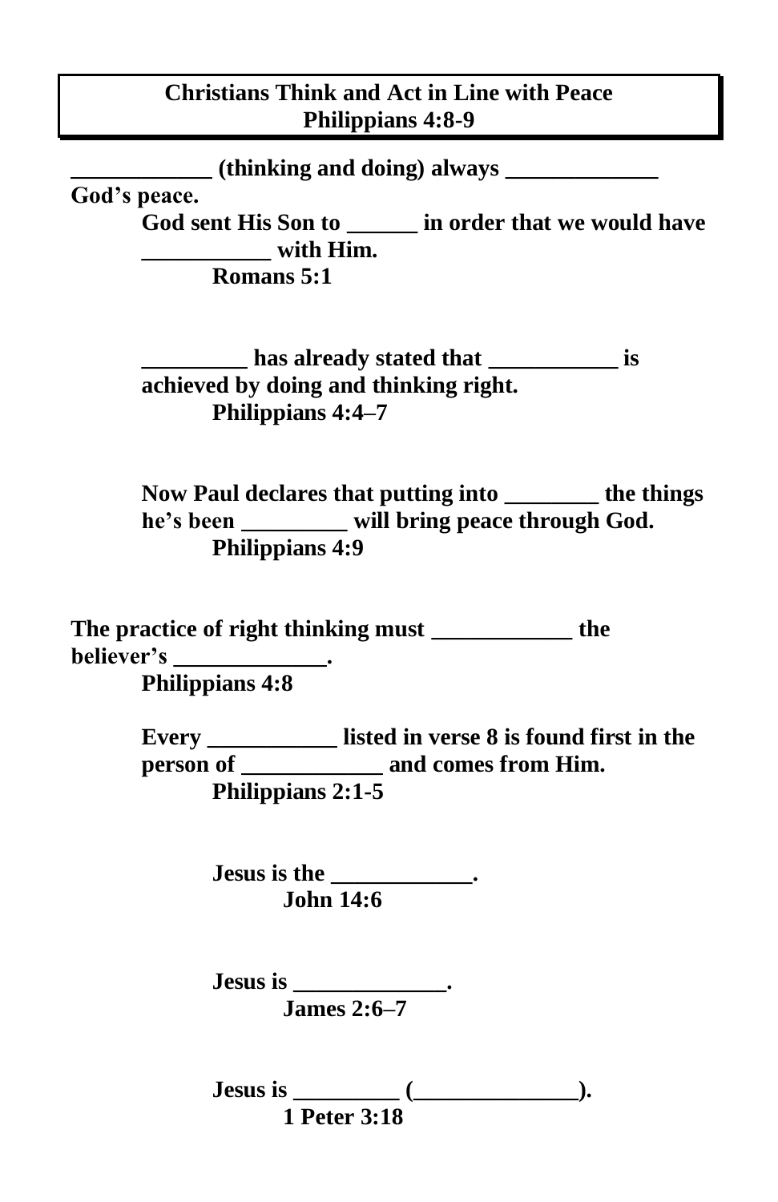# Christians Think and Act in Line with Peace
## Philippians 4:8-9

**____________ (thinking and doing) always _____________ God's peace.**

**God sent His Son to ______ in order that we would have ___________ with Him.**

**Romans 5:1**

**_________ has already stated that ___________ is achieved by doing and thinking right.**

**Philippians 4:4–7**

**Now Paul declares that putting into ________ the things he's been _________ will bring peace through God.**

**Philippians 4:9**

**The practice of right thinking must ____________ the believer's _____________.**

**Philippians 4:8**

**Every ___________ listed in verse 8 is found first in the person of ____________ and comes from Him.**

**Philippians 2:1-5**

**Jesus is the ____________.**

**John 14:6**

**Jesus is _____________.**

**James 2:6–7**

**Jesus is _________ (______________).**

**1 Peter 3:18**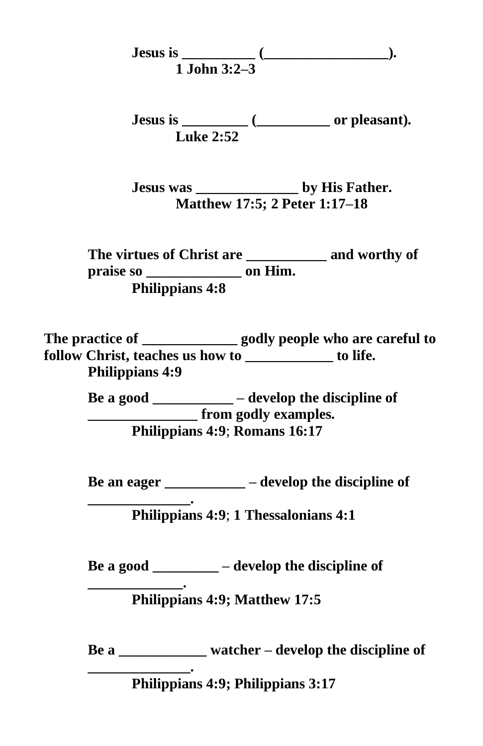**Jesus is __________ (_________________).**
**1 John 3:2–3**

**Jesus is _________ (__________ or pleasant).**
**Luke 2:52**

**Jesus was ______________ by His Father.**
**Matthew 17:5; 2 Peter 1:17–18**

**The virtues of Christ are ___________ and worthy of praise so _____________ on Him.**
**Philippians 4:8**

**The practice of _____________ godly people who are careful to follow Christ, teaches us how to ____________ to life.**
**Philippians 4:9**

**Be a good ___________ – develop the discipline of _______________ from godly examples.**
**Philippians 4:9; Romans 16:17**

**Be an eager ___________ – develop the discipline of ______________.**
**Philippians 4:9; 1 Thessalonians 4:1**

**Be a good _________ – develop the discipline of _____________.**
**Philippians 4:9; Matthew 17:5**

**Be a ____________ watcher – develop the discipline of ______________.**
**Philippians 4:9; Philippians 3:17**